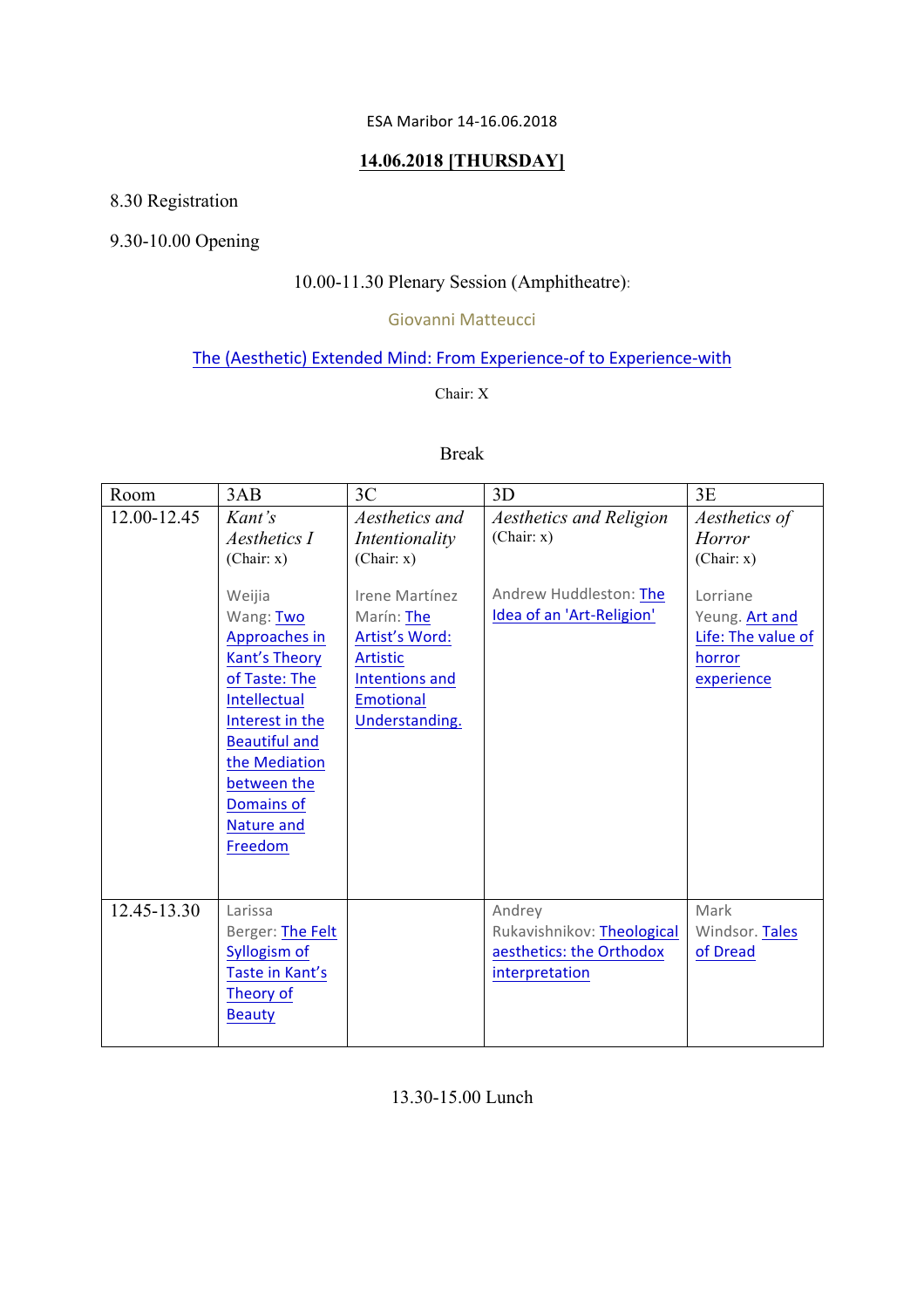ESA Maribor 14-16.06.2018

## 14.06.2018 [THURSDAY]

8.30 Registration

9.30-10.00 Opening

10.00-11.30 Plenary Session (Amphitheatre):

Giovanni Matteucci

The (Aesthetic) Extended Mind: From Experience-of to Experience-with

Chair: X

Break

| Room | 3AB | 3C | 3D | 3E |
|---|---|---|---|---|
| 12.00-12.45 | *Kant's Aesthetics I* (Chair: x)<br><br>Weijia Wang: Two Approaches in Kant's Theory of Taste: The Intellectual Interest in the Beautiful and the Mediation between the Domains of Nature and Freedom | *Aesthetics and Intentionality* (Chair: x)<br><br>Irene Martínez Marín: The Artist's Word: Artistic Intentions and Emotional Understanding. | *Aesthetics and Religion* (Chair: x)<br><br>Andrew Huddleston: The Idea of an 'Art-Religion' | *Aesthetics of Horror* (Chair: x)<br><br>Lorriane Yeung. Art and Life: The value of horror experience |
| 12.45-13.30 | Larissa Berger: The Felt Syllogism of Taste in Kant's Theory of Beauty | | Andrey Rukavishnikov: Theological aesthetics: the Orthodox interpretation | Mark Windsor. Tales of Dread |

13.30-15.00 Lunch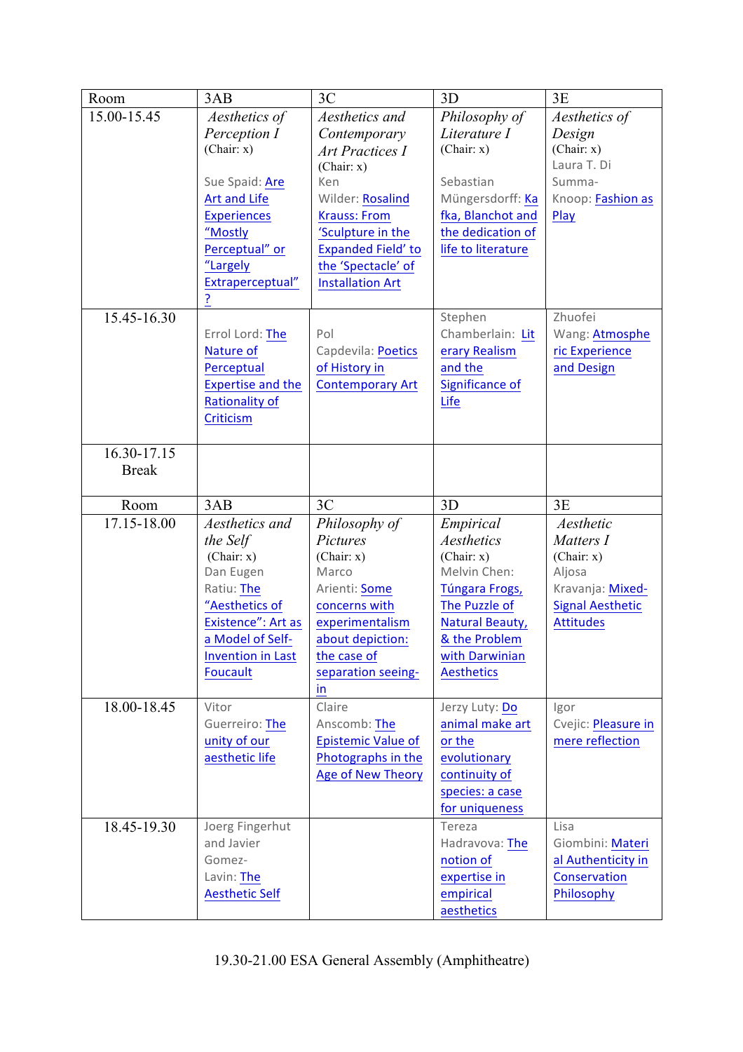| Room | 3AB | 3C | 3D | 3E |
|---|---|---|---|---|
| 15.00-15.45 | *Aesthetics of Perception I* (Chair: x) Sue Spaid: Are Art and Life Experiences "Mostly Perceptual" or "Largely Extraperceptual"? | *Aesthetics and Contemporary Art Practices I* (Chair: x) Ken Wilder: Rosalind Krauss: From 'Sculpture in the Expanded Field' to the 'Spectacle' of Installation Art | *Philosophy of Literature I* (Chair: x) Sebastian Müngersdorff: Kafka, Blanchot and the dedication of life to literature | *Aesthetics of Design* (Chair: x) Laura T. Di Summa-Knoop: Fashion as Play |
| 15.45-16.30 | Errol Lord: The Nature of Perceptual Expertise and the Rationality of Criticism | Pol Capdevila: Poetics of History in Contemporary Art | Stephen Chamberlain: Literary Realism and the Significance of Life | Zhuofei Wang: Atmospheric Experience and Design |
| 16.30-17.15 Break | | | | |
| Room | 3AB | 3C | 3D | 3E |
| 17.15-18.00 | *Aesthetics and the Self* (Chair: x) Dan Eugen Ratiu: The "Aesthetics of Existence": Art as a Model of Self-Invention in Last Foucault | *Philosophy of Pictures* (Chair: x) Marco Arienti: Some concerns with experimentalism about depiction: the case of separation seeing-in | *Empirical Aesthetics* (Chair: x) Melvin Chen: Túngara Frogs, The Puzzle of Natural Beauty, & the Problem with Darwinian Aesthetics | *Aesthetic Matters I* (Chair: x) Aljosa Kravanja: Mixed-Signal Aesthetic Attitudes |
| 18.00-18.45 | Vitor Guerreiro: The unity of our aesthetic life | Claire Anscomb: The Epistemic Value of Photographs in the Age of New Theory | Jerzy Luty: Do animal make art or the evolutionary continuity of species: a case for uniqueness | Igor Cvejic: Pleasure in mere reflection |
| 18.45-19.30 | Joerg Fingerhut and Javier Gomez-Lavin: The Aesthetic Self | | Tereza Hadravova: The notion of expertise in empirical aesthetics | Lisa Giombini: Material Authenticity in Conservation Philosophy |

19.30-21.00 ESA General Assembly (Amphitheatre)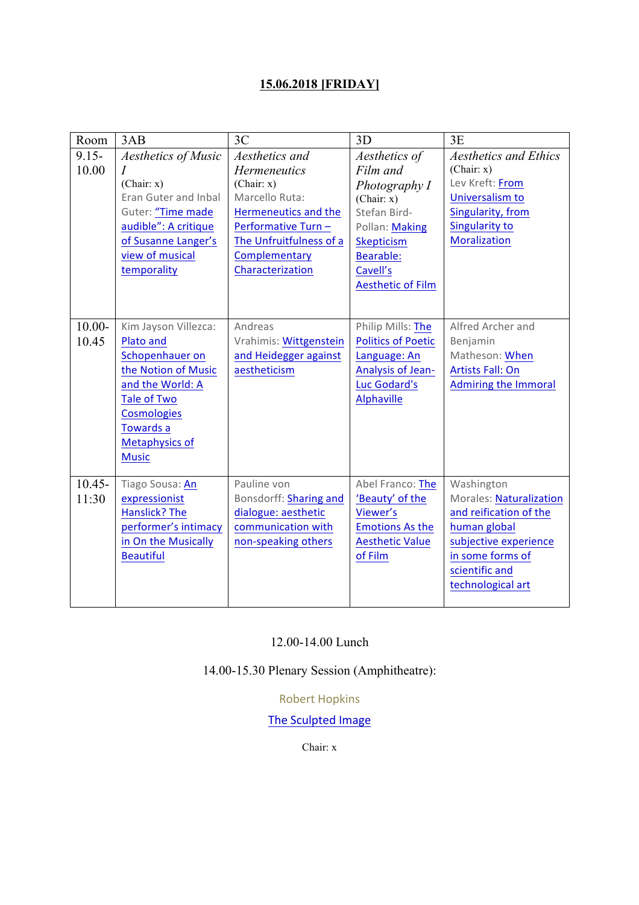**15.06.2018 [FRIDAY]**

| Room | 3AB | 3C | 3D | 3E |
|---|---|---|---|---|
| 9.15-10.00 | *Aesthetics of Music I* (Chair: x) Eran Guter and Inbal Guter: "Time made audible": A critique of Susanne Langer's view of musical temporality | *Aesthetics and Hermeneutics* (Chair: x) Marcello Ruta: Hermeneutics and the Performative Turn – The Unfruitfulness of a Complementary Characterization | *Aesthetics of Film and Photography I* (Chair: x) Stefan Bird-Pollan: Making Skepticism Bearable: Cavell's Aesthetic of Film | *Aesthetics and Ethics* (Chair: x) Lev Kreft: From Universalism to Singularity, from Singularity to Moralization |
| 10.00-10.45 | Kim Jayson Villezca: Plato and Schopenhauer on the Notion of Music and the World: A Tale of Two Cosmologies Towards a Metaphysics of Music | Andreas Vrahimis: Wittgenstein and Heidegger against aestheticism | Philip Mills: The Politics of Poetic Language: An Analysis of Jean-Luc Godard's Alphaville | Alfred Archer and Benjamin Matheson: When Artists Fall: On Admiring the Immoral |
| 10.45-11:30 | Tiago Sousa: An expressionist Hanslick? The performer's intimacy in On the Musically Beautiful | Pauline von Bonsdorff: Sharing and dialogue: aesthetic communication with non-speaking others | Abel Franco: The 'Beauty' of the Viewer's Emotions As the Aesthetic Value of Film | Washington Morales: Naturalization and reification of the human global subjective experience in some forms of scientific and technological art |

12.00-14.00 Lunch

14.00-15.30 Plenary Session (Amphitheatre):

Robert Hopkins

The Sculpted Image

Chair: x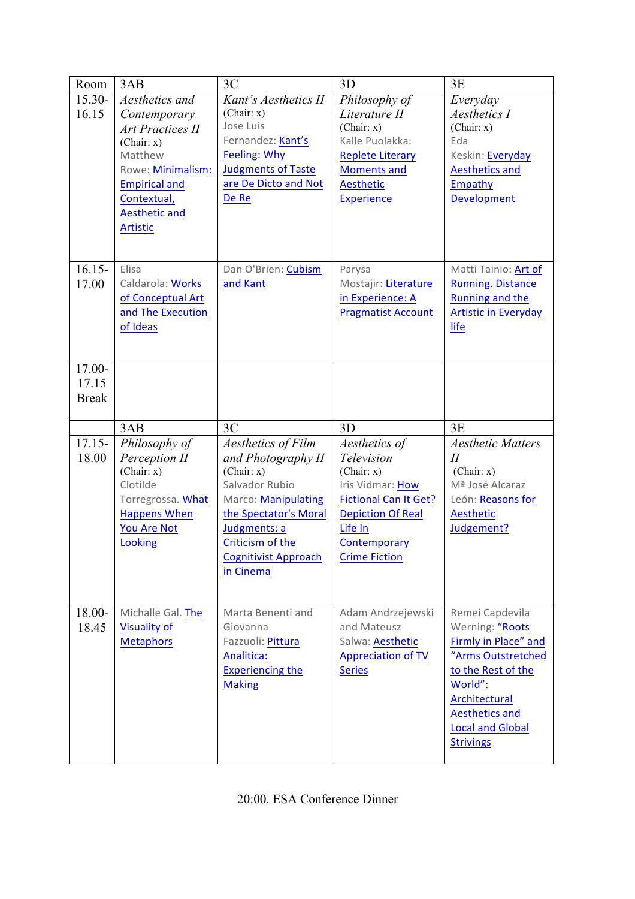| Room | 3AB | 3C | 3D | 3E |
|---|---|---|---|---|
| 15.30-16.15 | *Aesthetics and Contemporary Art Practices II* (Chair: x) Matthew Rowe: Minimalism: Empirical and Contextual, Aesthetic and Artistic | *Kant's Aesthetics II* (Chair: x) Jose Luis Fernandez: Kant's Feeling: Why Judgments of Taste are De Dicto and Not De Re | *Philosophy of Literature II* (Chair: x) Kalle Puolakka: Replete Literary Moments and Aesthetic Experience | *Everyday Aesthetics I* (Chair: x) Eda Keskin: Everyday Aesthetics and Empathy Development |
| 16.15-17.00 | Elisa Caldarola: Works of Conceptual Art and The Execution of Ideas | Dan O'Brien: Cubism and Kant | Parysa Mostajir: Literature in Experience: A Pragmatist Account | Matti Tainio: Art of Running. Distance Running and the Artistic in Everyday life |
| 17.00-17.15 Break | | | | |
| | 3AB | 3C | 3D | 3E |
| 17.15-18.00 | *Philosophy of Perception II* (Chair: x) Clotilde Torregrossa. What Happens When You Are Not Looking | *Aesthetics of Film and Photography II* (Chair: x) Salvador Rubio Marco: Manipulating the Spectator's Moral Judgments: a Criticism of the Cognitivist Approach in Cinema | *Aesthetics of Television* (Chair: x) Iris Vidmar: How Fictional Can It Get? Depiction Of Real Life In Contemporary Crime Fiction | *Aesthetic Matters II* (Chair: x) Mª José Alcaraz León: Reasons for Aesthetic Judgement? |
| 18.00-18.45 | Michalle Gal. The Visuality of Metaphors | Marta Benenti and Giovanna Fazzuoli: Pittura Analitica: Experiencing the Making | Adam Andrzejewski and Mateusz Salwa: Aesthetic Appreciation of TV Series | Remei Capdevila Werning: "Roots Firmly in Place" and "Arms Outstretched to the Rest of the World": Architectural Aesthetics and Local and Global Strivings |

20:00. ESA Conference Dinner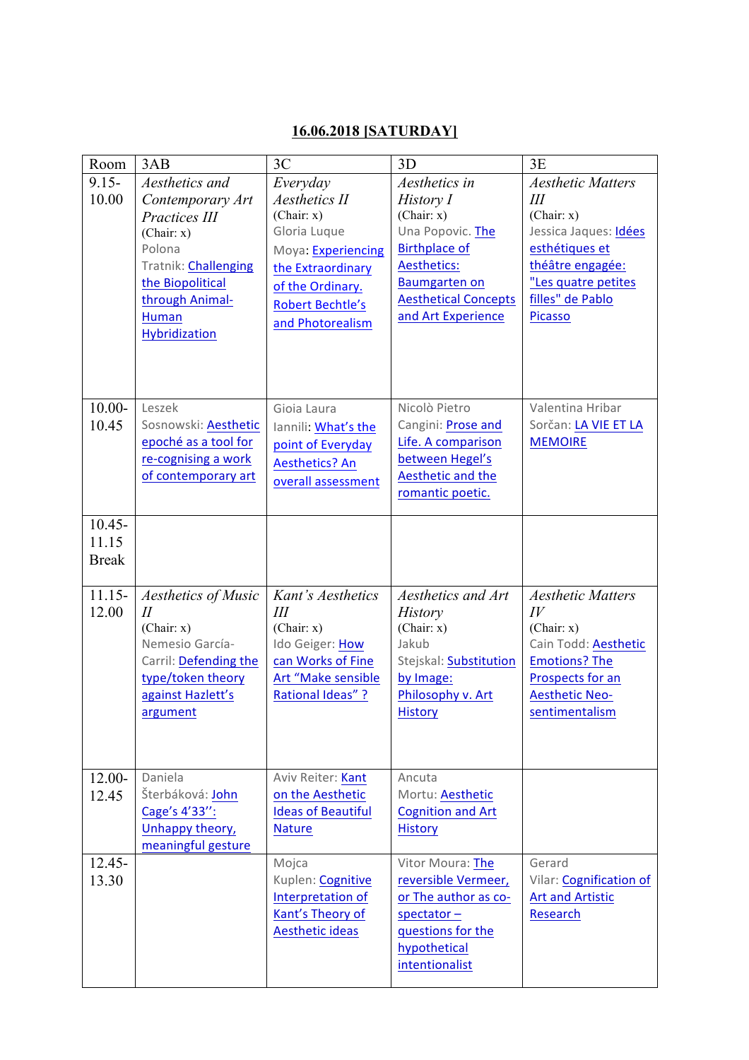## 16.06.2018 [SATURDAY]

| Room | 3AB | 3C | 3D | 3E |
|---|---|---|---|---|
| 9.15-10.00 | *Aesthetics and Contemporary Art Practices III* (Chair: x) Polona Tratnik: Challenging the Biopolitical through Animal-Human Hybridization | *Everyday Aesthetics II* (Chair: x) Gloria Luque Moya: Experiencing the Extraordinary of the Ordinary. Robert Bechtle's and Photorealism | *Aesthetics in History I* (Chair: x) Una Popovic. The Birthplace of Aesthetics: Baumgarten on Aesthetical Concepts and Art Experience | *Aesthetic Matters III* (Chair: x) Jessica Jaques: Idées esthétiques et théâtre engagée: "Les quatre petites filles" de Pablo Picasso |
| 10.00-10.45 | Leszek Sosnowski: Aesthetic epoché as a tool for re-cognising a work of contemporary art | Gioia Laura Iannili: What's the point of Everyday Aesthetics? An overall assessment | Nicolò Pietro Cangini: Prose and Life. A comparison between Hegel's Aesthetic and the romantic poetic. | Valentina Hribar Sorčan: LA VIE ET LA MEMOIRE |
| 10.45-11.15 Break | | | | |
| 11.15-12.00 | *Aesthetics of Music II* (Chair: x) Nemesio García-Carril: Defending the type/token theory against Hazlett's argument | *Kant's Aesthetics III* (Chair: x) Ido Geiger: How can Works of Fine Art "Make sensible Rational Ideas" ? | *Aesthetics and Art History* (Chair: x) Jakub Stejskal: Substitution by Image: Philosophy v. Art History | *Aesthetic Matters IV* (Chair: x) Cain Todd: Aesthetic Emotions? The Prospects for an Aesthetic Neo-sentimentalism |
| 12.00-12.45 | Daniela Šterbáková: John Cage's 4'33'': Unhappy theory, meaningful gesture | Aviv Reiter: Kant on the Aesthetic Ideas of Beautiful Nature | Ancuta Mortu: Aesthetic Cognition and Art History | |
| 12.45-13.30 | | Mojca Kuplen: Cognitive Interpretation of Kant's Theory of Aesthetic ideas | Vitor Moura: The reversible Vermeer, or The author as co-spectator – questions for the hypothetical intentionalist | Gerard Vilar: Cognification of Art and Artistic Research |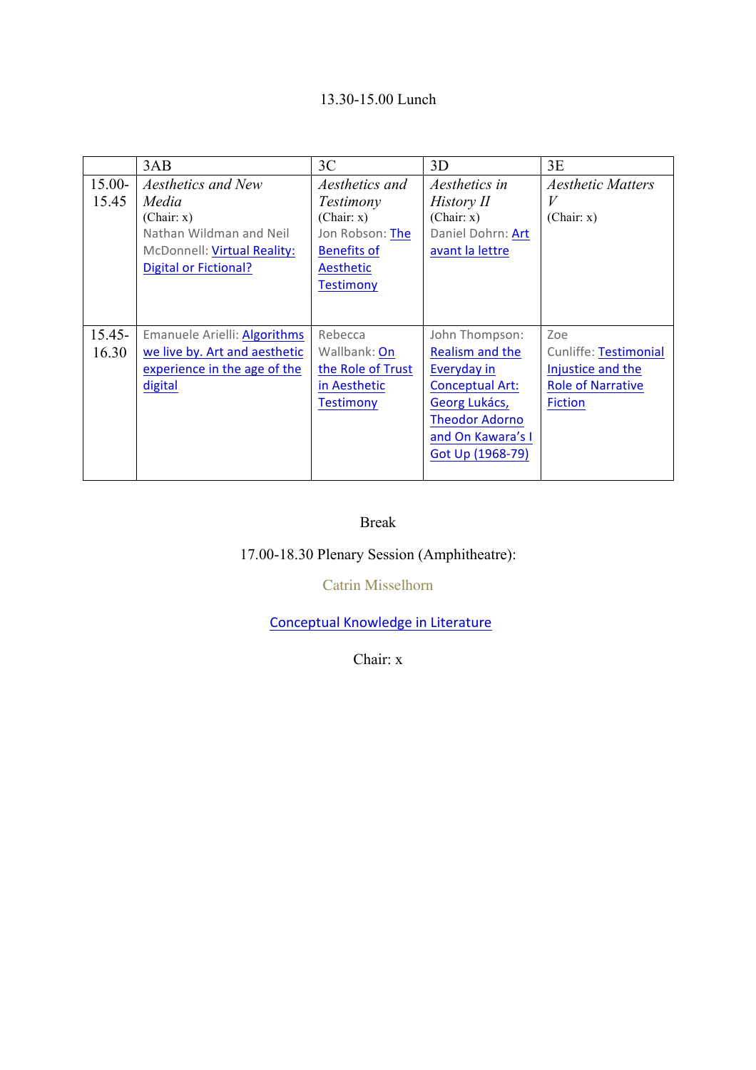13.30-15.00 Lunch

| | 3AB | 3C | 3D | 3E |
|---|---|---|---|---|
| 15.00-15.45 | *Aesthetics and New Media* (Chair: x) Nathan Wildman and Neil McDonnell: Virtual Reality: Digital or Fictional? | *Aesthetics and Testimony* (Chair: x) Jon Robson: The Benefits of Aesthetic Testimony | *Aesthetics in History II* (Chair: x) Daniel Dohrn: Art avant la lettre | *Aesthetic Matters V* (Chair: x) |
| 15.45-16.30 | Emanuele Arielli: Algorithms we live by. Art and aesthetic experience in the age of the digital | Rebecca Wallbank: On the Role of Trust in Aesthetic Testimony | John Thompson: Realism and the Everyday in Conceptual Art: Georg Lukács, Theodor Adorno and On Kawara's I Got Up (1968-79) | Zoe Cunliffe: Testimonial Injustice and the Role of Narrative Fiction |

Break

17.00-18.30 Plenary Session (Amphitheatre):

Catrin Misselhorn

Conceptual Knowledge in Literature

Chair: x